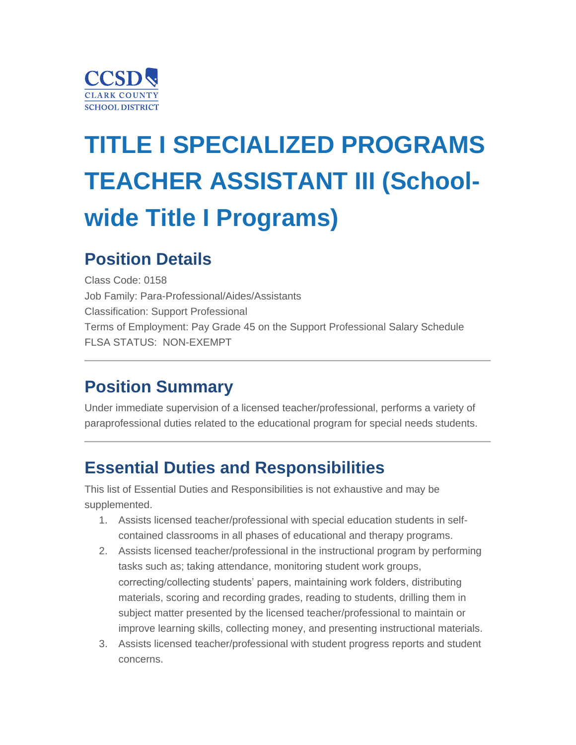CCSD
CLARK COUNTY
SCHOOL DISTRICT

# TITLE I SPECIALIZED PROGRAMS TEACHER ASSISTANT III (School-wide Title I Programs)

## Position Details

Class Code: 0158
Job Family: Para-Professional/Aides/Assistants
Classification: Support Professional
Terms of Employment: Pay Grade 45 on the Support Professional Salary Schedule
FLSA STATUS: NON-EXEMPT

---

## Position Summary

Under immediate supervision of a licensed teacher/professional, performs a variety of paraprofessional duties related to the educational program for special needs students.

---

## Essential Duties and Responsibilities

This list of Essential Duties and Responsibilities is not exhaustive and may be supplemented.

1. Assists licensed teacher/professional with special education students in self-contained classrooms in all phases of educational and therapy programs.
2. Assists licensed teacher/professional in the instructional program by performing tasks such as; taking attendance, monitoring student work groups, correcting/collecting students' papers, maintaining work folders, distributing materials, scoring and recording grades, reading to students, drilling them in subject matter presented by the licensed teacher/professional to maintain or improve learning skills, collecting money, and presenting instructional materials.
3. Assists licensed teacher/professional with student progress reports and student concerns.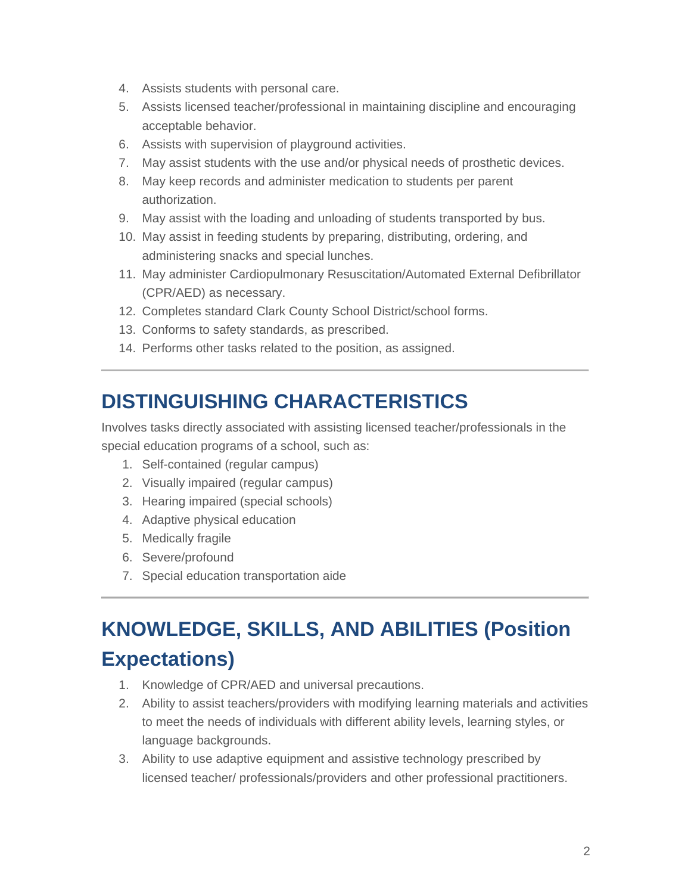4. Assists students with personal care.
5. Assists licensed teacher/professional in maintaining discipline and encouraging acceptable behavior.
6. Assists with supervision of playground activities.
7. May assist students with the use and/or physical needs of prosthetic devices.
8. May keep records and administer medication to students per parent authorization.
9. May assist with the loading and unloading of students transported by bus.
10. May assist in feeding students by preparing, distributing, ordering, and administering snacks and special lunches.
11. May administer Cardiopulmonary Resuscitation/Automated External Defibrillator (CPR/AED) as necessary.
12. Completes standard Clark County School District/school forms.
13. Conforms to safety standards, as prescribed.
14. Performs other tasks related to the position, as assigned.

---

## DISTINGUISHING CHARACTERISTICS

Involves tasks directly associated with assisting licensed teacher/professionals in the special education programs of a school, such as:

1. Self-contained (regular campus)
2. Visually impaired (regular campus)
3. Hearing impaired (special schools)
4. Adaptive physical education
5. Medically fragile
6. Severe/profound
7. Special education transportation aide

---

## KNOWLEDGE, SKILLS, AND ABILITIES (Position Expectations)

1. Knowledge of CPR/AED and universal precautions.
2. Ability to assist teachers/providers with modifying learning materials and activities to meet the needs of individuals with different ability levels, learning styles, or language backgrounds.
3. Ability to use adaptive equipment and assistive technology prescribed by licensed teacher/ professionals/providers and other professional practitioners.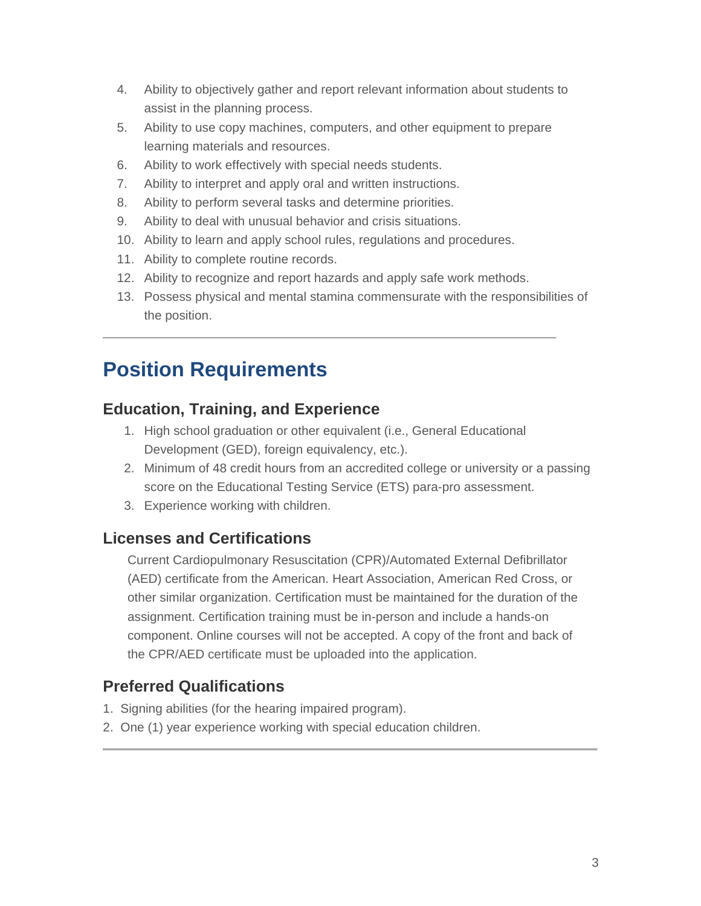4. Ability to objectively gather and report relevant information about students to assist in the planning process.
5. Ability to use copy machines, computers, and other equipment to prepare learning materials and resources.
6. Ability to work effectively with special needs students.
7. Ability to interpret and apply oral and written instructions.
8. Ability to perform several tasks and determine priorities.
9. Ability to deal with unusual behavior and crisis situations.
10. Ability to learn and apply school rules, regulations and procedures.
11. Ability to complete routine records.
12. Ability to recognize and report hazards and apply safe work methods.
13. Possess physical and mental stamina commensurate with the responsibilities of the position.

---

# Position Requirements

## Education, Training, and Experience

1. High school graduation or other equivalent (i.e., General Educational Development (GED), foreign equivalency, etc.).
2. Minimum of 48 credit hours from an accredited college or university or a passing score on the Educational Testing Service (ETS) para-pro assessment.
3. Experience working with children.

## Licenses and Certifications

Current Cardiopulmonary Resuscitation (CPR)/Automated External Defibrillator (AED) certificate from the American. Heart Association, American Red Cross, or other similar organization. Certification must be maintained for the duration of the assignment. Certification training must be in-person and include a hands-on component. Online courses will not be accepted. A copy of the front and back of the CPR/AED certificate must be uploaded into the application.

## Preferred Qualifications

1. Signing abilities (for the hearing impaired program).
2. One (1) year experience working with special education children.

---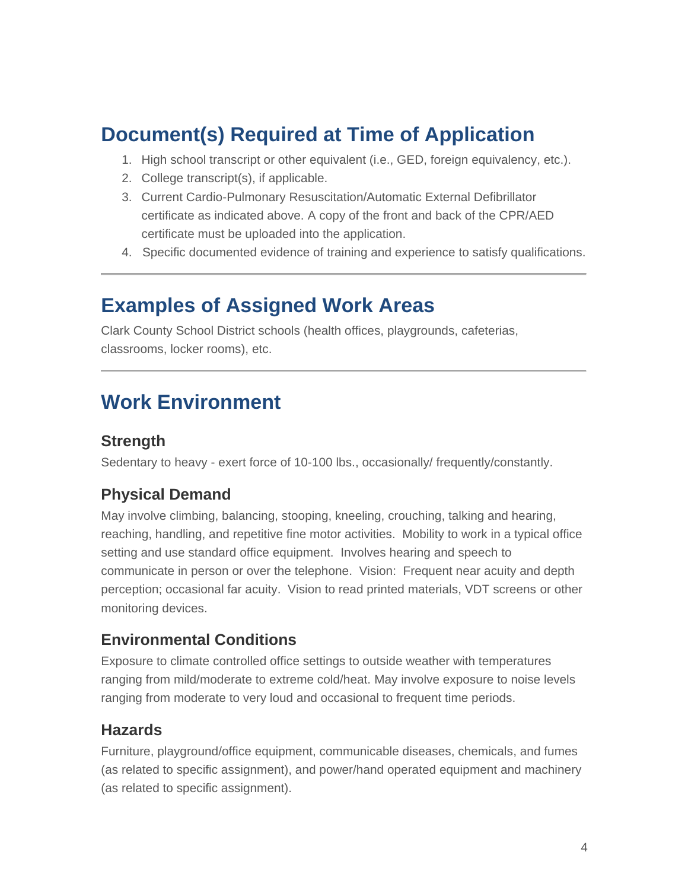## Document(s) Required at Time of Application

1. High school transcript or other equivalent (i.e., GED, foreign equivalency, etc.).
2. College transcript(s), if applicable.
3. Current Cardio-Pulmonary Resuscitation/Automatic External Defibrillator certificate as indicated above. A copy of the front and back of the CPR/AED certificate must be uploaded into the application.
4. Specific documented evidence of training and experience to satisfy qualifications.

---

## Examples of Assigned Work Areas

Clark County School District schools (health offices, playgrounds, cafeterias, classrooms, locker rooms), etc.

---

## Work Environment

### Strength

Sedentary to heavy - exert force of 10-100 lbs., occasionally/ frequently/constantly.

### Physical Demand

May involve climbing, balancing, stooping, kneeling, crouching, talking and hearing, reaching, handling, and repetitive fine motor activities. Mobility to work in a typical office setting and use standard office equipment. Involves hearing and speech to communicate in person or over the telephone. Vision: Frequent near acuity and depth perception; occasional far acuity. Vision to read printed materials, VDT screens or other monitoring devices.

### Environmental Conditions

Exposure to climate controlled office settings to outside weather with temperatures ranging from mild/moderate to extreme cold/heat. May involve exposure to noise levels ranging from moderate to very loud and occasional to frequent time periods.

### Hazards

Furniture, playground/office equipment, communicable diseases, chemicals, and fumes (as related to specific assignment), and power/hand operated equipment and machinery (as related to specific assignment).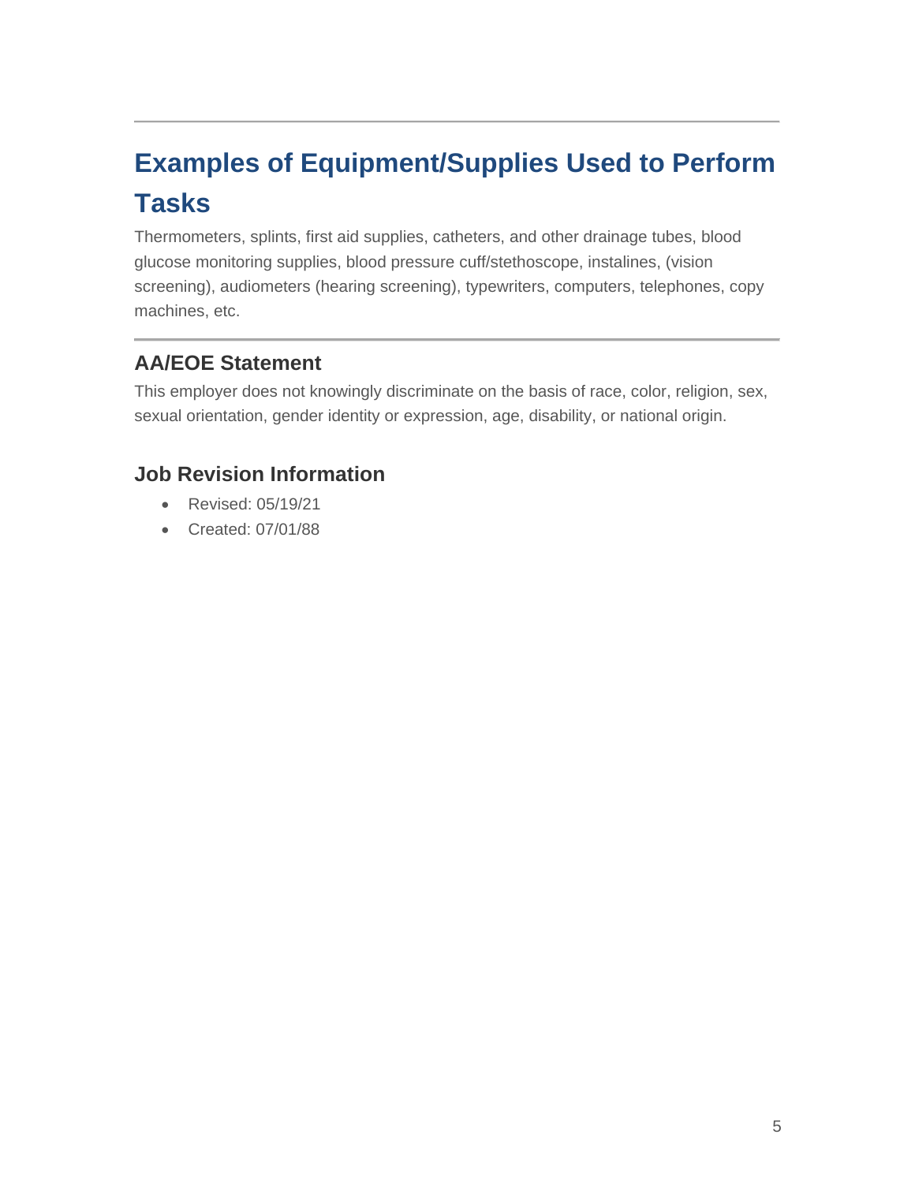## Examples of Equipment/Supplies Used to Perform Tasks

Thermometers, splints, first aid supplies, catheters, and other drainage tubes, blood glucose monitoring supplies, blood pressure cuff/stethoscope, instalines, (vision screening), audiometers (hearing screening), typewriters, computers, telephones, copy machines, etc.

### AA/EOE Statement

This employer does not knowingly discriminate on the basis of race, color, religion, sex, sexual orientation, gender identity or expression, age, disability, or national origin.

### Job Revision Information

- Revised: 05/19/21
- Created: 07/01/88